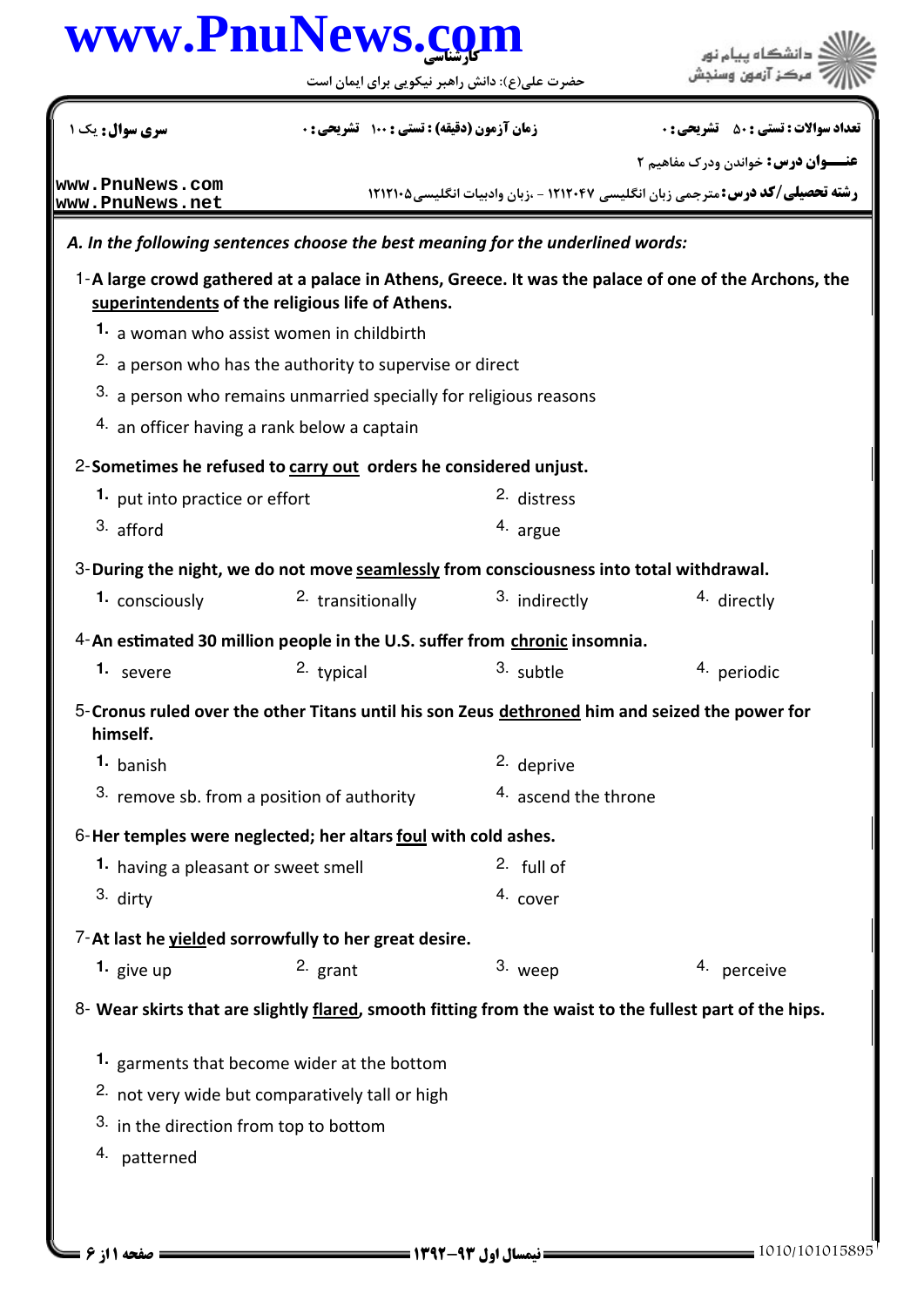سری سوال: یک ۱

زمان آزمون (دقیقه) : تستی : ۱۰۰ تشریحی : ۰

تعداد سوالات : تستی : ۵۰ تشریحی : ۰

عنـــوان درس: خواندن ودرک مفاهیم ۲

رشته تحصیلی/کد درس: مترجمی زبان انگلیسی ۱۲۱۲۰۴۷ - ،زبان وادبیات انگلیسی۱۲۱۲۱۰۵

*A. In the following sentences choose the best meaning for the underlined words:*

1- **A large crowd gathered at a palace in Athens, Greece. It was the palace of one of the Archons, the superintendents of the religious life of Athens.**

1. a woman who assist women in childbirth
2. a person who has the authority to supervise or direct
3. a person who remains unmarried specially for religious reasons
4. an officer having a rank below a captain

2- **Sometimes he refused to carry out orders he considered unjust.**

1. put into practice or effort
2. distress
3. afford
4. argue

3- **During the night, we do not move seamlessly from consciousness into total withdrawal.**

1. consciously
2. transitionally
3. indirectly
4. directly

4- **An estimated 30 million people in the U.S. suffer from chronic insomnia.**

1. severe
2. typical
3. subtle
4. periodic

5- **Cronus ruled over the other Titans until his son Zeus dethroned him and seized the power for himself.**

1. banish
2. deprive
3. remove sb. from a position of authority
4. ascend the throne

6- **Her temples were neglected; her altars foul with cold ashes.**

1. having a pleasant or sweet smell
2. full of
3. dirty
4. cover

7- **At last he yielded sorrowfully to her great desire.**

1. give up
2. grant
3. weep
4. perceive

8- **Wear skirts that are slightly flared, smooth fitting from the waist to the fullest part of the hips.**

1. garments that become wider at the bottom
2. not very wide but comparatively tall or high
3. in the direction from top to bottom
4. patterned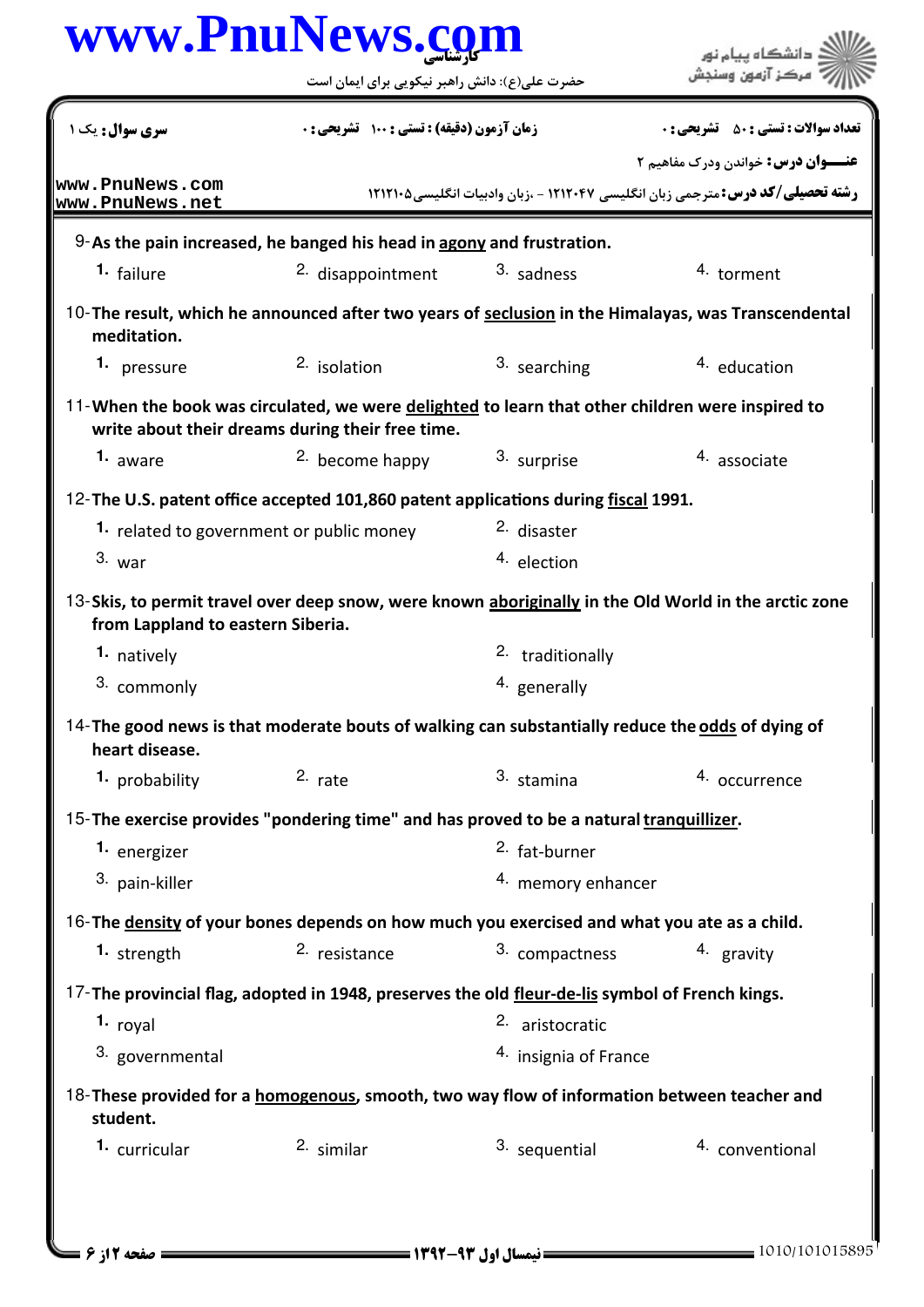| سری سوال: یک ۱ | زمان آزمون (دقیقه) : تستی : ۱۰۰ تشریحی : ۰ | تعداد سوالات : تستی : ۵۰ تشریحی : ۰ |
|---|---|---|
| | | عنـــوان درس: خواندن ودرک مفاهیم ۲ |
| | | رشته تحصیلی/کد درس: مترجمی زبان انگلیسی ۱۲۱۲۰۴۷ - ،زبان وادبیات انگلیسی۱۲۱۲۱۰۵ |

9- **As the pain increased, he banged his head in <u>agony</u> and frustration.**

1. failure
2. disappointment
3. sadness
4. torment

10- **The result, which he announced after two years of <u>seclusion</u> in the Himalayas, was Transcendental meditation.**

1. pressure
2. isolation
3. searching
4. education

11- **When the book was circulated, we were <u>delighted</u> to learn that other children were inspired to write about their dreams during their free time.**

1. aware
2. become happy
3. surprise
4. associate

12- **The U.S. patent office accepted 101,860 patent applications during <u>fiscal</u> 1991.**

1. related to government or public money
2. disaster
3. war
4. election

13- **Skis, to permit travel over deep snow, were known <u>aboriginally</u> in the Old World in the arctic zone from Lappland to eastern Siberia.**

1. natively
2. traditionally
3. commonly
4. generally

14- **The good news is that moderate bouts of walking can substantially reduce the <u>odds</u> of dying of heart disease.**

1. probability
2. rate
3. stamina
4. occurrence

15- **The exercise provides "pondering time" and has proved to be a natural <u>tranquillizer</u>.**

1. energizer
2. fat-burner
3. pain-killer
4. memory enhancer

16- **The <u>density</u> of your bones depends on how much you exercised and what you ate as a child.**

1. strength
2. resistance
3. compactness
4. gravity

17- **The provincial flag, adopted in 1948, preserves the old <u>fleur-de-lis</u> symbol of French kings.**

1. royal
2. aristocratic
3. governmental
4. insignia of France

18- **These provided for a <u>homogenous</u>, smooth, two way flow of information between teacher and student.**

1. curricular
2. similar
3. sequential
4. conventional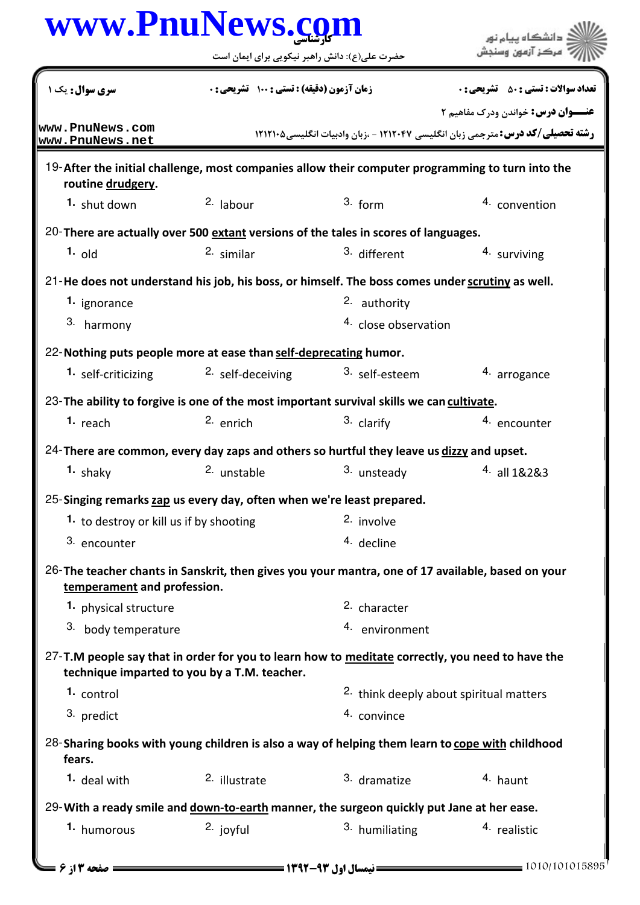19- After the initial challenge, most companies allow their computer programming to turn into the routine <u>drudgery</u>.

1. shut down
2. labour
3. form
4. convention

20- There are actually over 500 <u>extant</u> versions of the tales in scores of languages.

1. old
2. similar
3. different
4. surviving

21- He does not understand his job, his boss, or himself. The boss comes under <u>scrutiny</u> as well.

1. ignorance
2. authority
3. harmony
4. close observation

22- Nothing puts people more at ease than <u>self-deprecating</u> humor.

1. self-criticizing
2. self-deceiving
3. self-esteem
4. arrogance

23- The ability to forgive is one of the most important survival skills we can <u>cultivate</u>.

1. reach
2. enrich
3. clarify
4. encounter

24- There are common, every day zaps and others so hurtful they leave us <u>dizzy</u> and upset.

1. shaky
2. unstable
3. unsteady
4. all 1&2&3

25- Singing remarks <u>zap</u> us every day, often when we're least prepared.

1. to destroy or kill us if by shooting
2. involve
3. encounter
4. decline

26- The teacher chants in Sanskrit, then gives you your mantra, one of 17 available, based on your <u>temperament</u> and profession.

1. physical structure
2. character
3. body temperature
4. environment

27- T.M people say that in order for you to learn how to <u>meditate</u> correctly, you need to have the technique imparted to you by a T.M. teacher.

1. control
2. think deeply about spiritual matters
3. predict
4. convince

28- Sharing books with young children is also a way of helping them learn to <u>cope with</u> childhood fears.

1. deal with
2. illustrate
3. dramatize
4. haunt

29- With a ready smile and <u>down-to-earth</u> manner, the surgeon quickly put Jane at her ease.

1. humorous
2. joyful
3. humiliating
4. realistic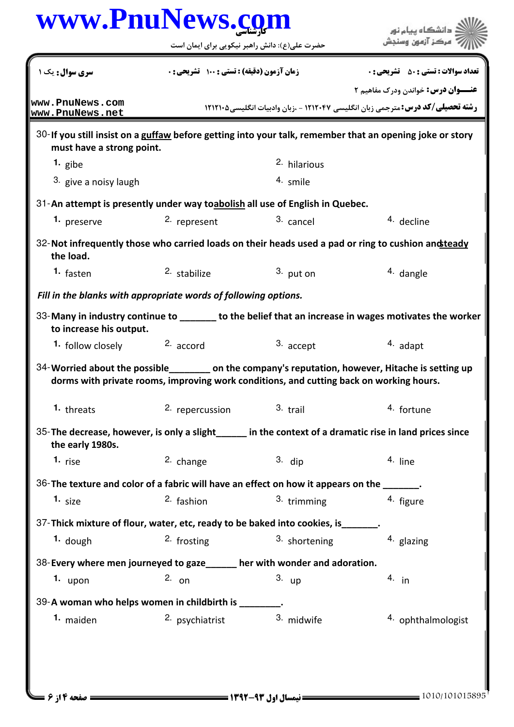| سری سوال: یک ۱ | زمان آزمون (دقیقه) : تستی : ۱۰۰ تشریحی : ۰ | تعداد سوالات : تستی : ۵۰ تشریحی : ۰ |
|---|---|---|

**عنـــوان درس:** خواندن ودرک مفاهیم ۲

**رشته تحصیلی/کد درس:** مترجمی زبان انگلیسی ۱۲۱۲۰۴۷ - ،زبان وادبیات انگلیسی۱۲۱۲۱۰۵

30- **If you still insist on a guffaw before getting into your talk, remember that an opening joke or story must have a strong point.**

1. gibe
2. hilarious
3. give a noisy laugh
4. smile

31- **An attempt is presently under way toabolish all use of English in Quebec.**

1. preserve
2. represent
3. cancel
4. decline

32- **Not infrequently those who carried loads on their heads used a pad or ring to cushion andsteady the load.**

1. fasten
2. stabilize
3. put on
4. dangle

*Fill in the blanks with appropriate words of following options.*

33- **Many in industry continue to _______ to the belief that an increase in wages motivates the worker to increase his output.**

1. follow closely
2. accord
3. accept
4. adapt

34- **Worried about the possible________ on the company's reputation, however, Hitache is setting up dorms with private rooms, improving work conditions, and cutting back on working hours.**

1. threats
2. repercussion
3. trail
4. fortune

35- **The decrease, however, is only a slight______ in the context of a dramatic rise in land prices since the early 1980s.**

1. rise
2. change
3. dip
4. line

36- **The texture and color of a fabric will have an effect on how it appears on the _______.**

1. size
2. fashion
3. trimming
4. figure

37- **Thick mixture of flour, water, etc, ready to be baked into cookies, is_______.**

1. dough
2. frosting
3. shortening
4. glazing

38- **Every where men journeyed to gaze______ her with wonder and adoration.**

1. upon
2. on
3. up
4. in

39- **A woman who helps women in childbirth is ________.**

1. maiden
2. psychiatrist
3. midwife
4. ophthalmologist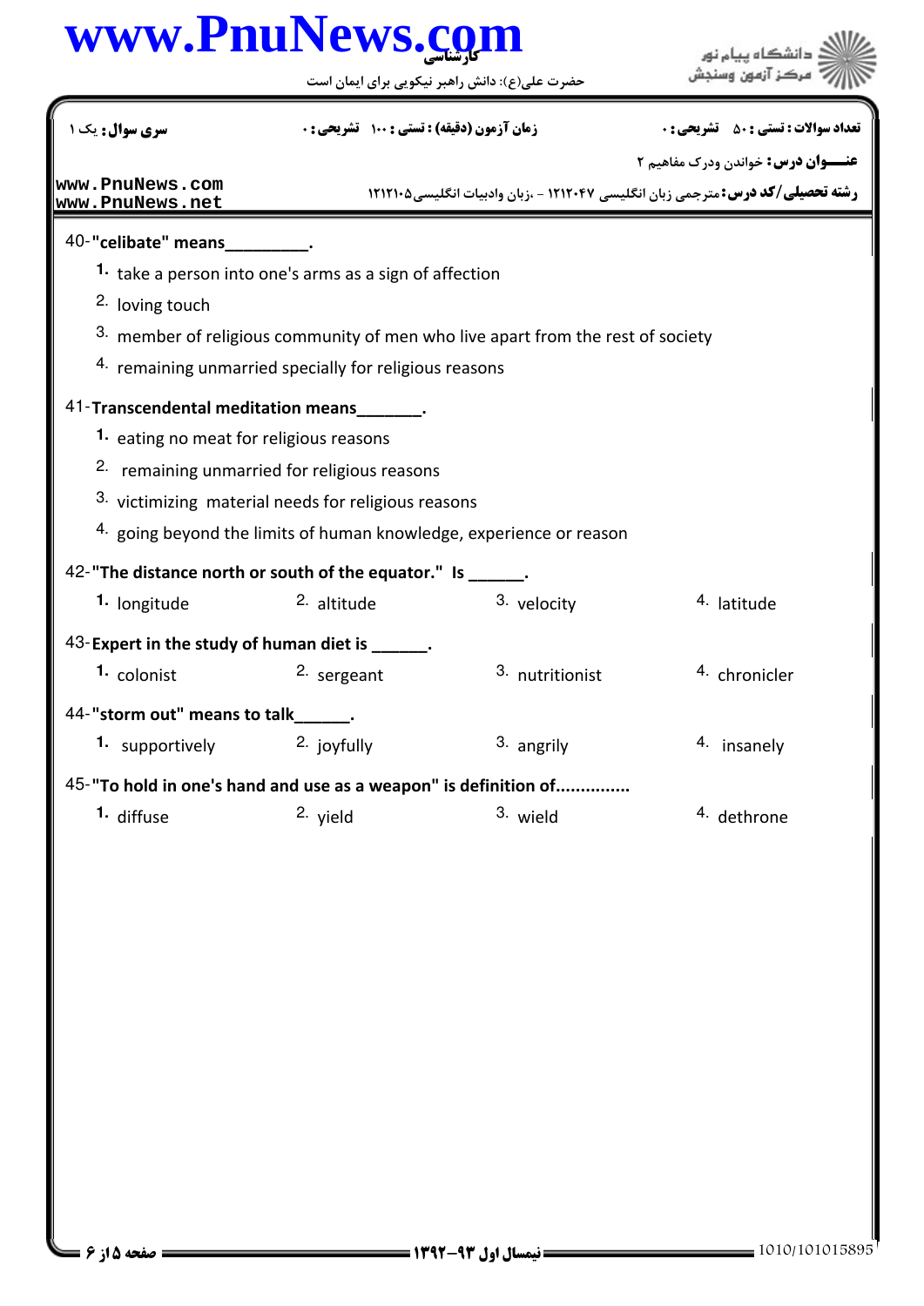40-**"celibate" means_________.**

1. take a person into one's arms as a sign of affection
2. loving touch
3. member of religious community of men who live apart from the rest of society
4. remaining unmarried specially for religious reasons

41-**Transcendental meditation means_______.**

1. eating no meat for religious reasons
2. remaining unmarried for religious reasons
3. victimizing material needs for religious reasons
4. going beyond the limits of human knowledge, experience or reason

42-**"The distance north or south of the equator." Is ______.**

1. longitude
2. altitude
3. velocity
4. latitude

43-**Expert in the study of human diet is ______.**

1. colonist
2. sergeant
3. nutritionist
4. chronicler

44-**"storm out" means to talk______.**

1. supportively
2. joyfully
3. angrily
4. insanely

45-**"To hold in one's hand and use as a weapon" is definition of..............**

1. diffuse
2. yield
3. wield
4. dethrone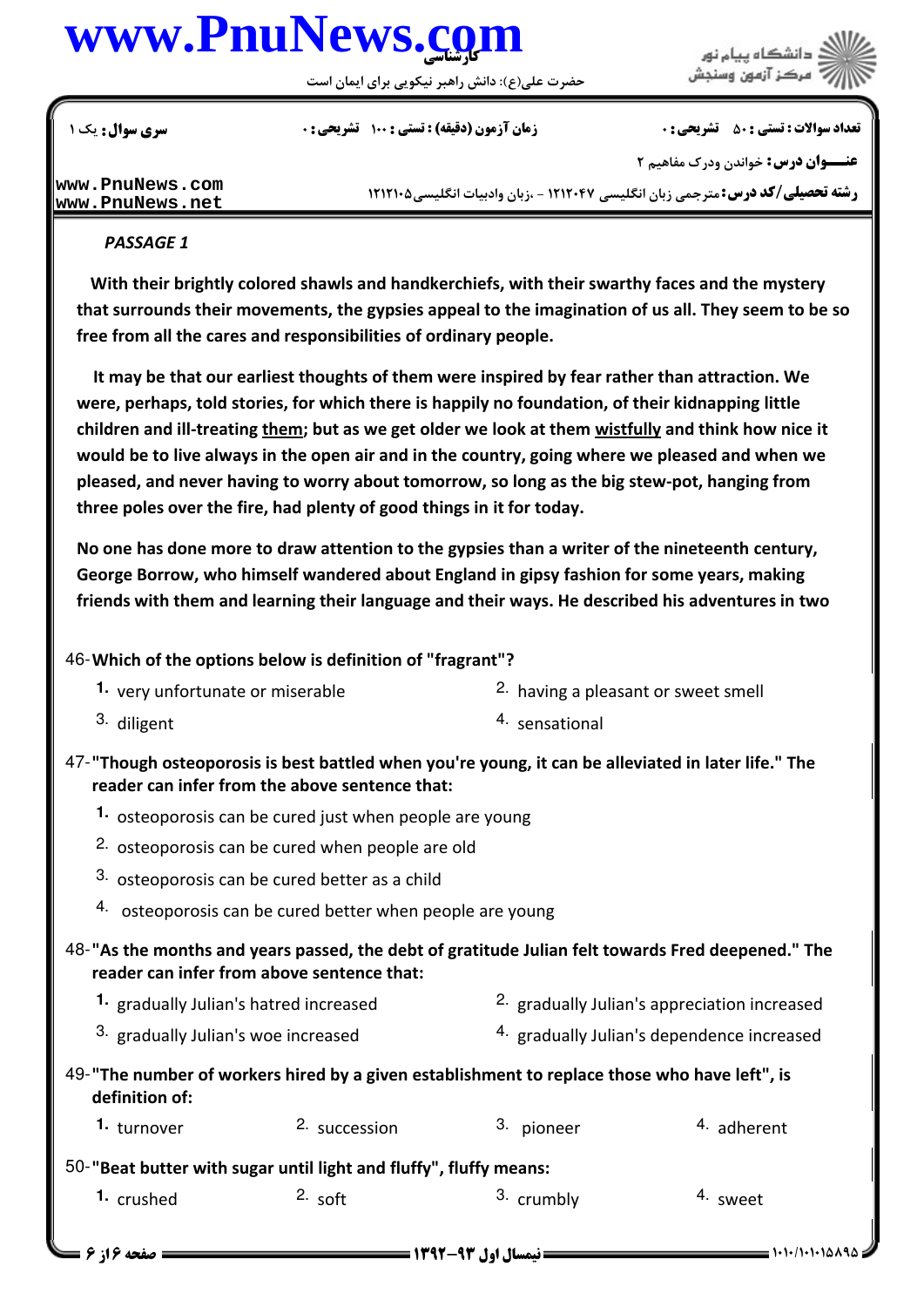*PASSAGE 1*

With their brightly colored shawls and handkerchiefs, with their swarthy faces and the mystery that surrounds their movements, the gypsies appeal to the imagination of us all. They seem to be so free from all the cares and responsibilities of ordinary people.

It may be that our earliest thoughts of them were inspired by fear rather than attraction. We were, perhaps, told stories, for which there is happily no foundation, of their kidnapping little children and ill-treating them; but as we get older we look at them wistfully and think how nice it would be to live always in the open air and in the country, going where we pleased and when we pleased, and never having to worry about tomorrow, so long as the big stew-pot, hanging from three poles over the fire, had plenty of good things in it for today.

No one has done more to draw attention to the gypsies than a writer of the nineteenth century, George Borrow, who himself wandered about England in gipsy fashion for some years, making friends with them and learning their language and their ways. He described his adventures in two

46- **Which of the options below is definition of "fragrant"?**

1. very unfortunate or miserable
2. having a pleasant or sweet smell
3. diligent
4. sensational

47- **"Though osteoporosis is best battled when you're young, it can be alleviated in later life." The reader can infer from the above sentence that:**

1. osteoporosis can be cured just when people are young
2. osteoporosis can be cured when people are old
3. osteoporosis can be cured better as a child
4. osteoporosis can be cured better when people are young

48- **"As the months and years passed, the debt of gratitude Julian felt towards Fred deepened." The reader can infer from above sentence that:**

1. gradually Julian's hatred increased
2. gradually Julian's appreciation increased
3. gradually Julian's woe increased
4. gradually Julian's dependence increased

49- **"The number of workers hired by a given establishment to replace those who have left", is definition of:**

1. turnover
2. succession
3. pioneer
4. adherent

50- **"Beat butter with sugar until light and fluffy", fluffy means:**

1. crushed
2. soft
3. crumbly
4. sweet